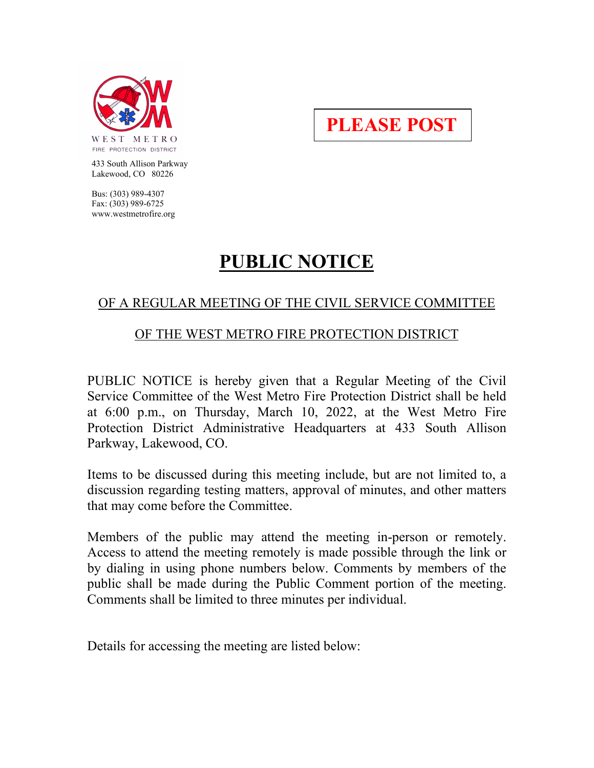WEST METRO
FIRE PROTECTION DISTRICT

433 South Allison Parkway
Lakewood, CO 80226

Bus: (303) 989-4307
Fax: (303) 989-6725
www.westmetrofire.org

**PLEASE POST**

# PUBLIC NOTICE

## OF A REGULAR MEETING OF THE CIVIL SERVICE COMMITTEE

## OF THE WEST METRO FIRE PROTECTION DISTRICT

PUBLIC NOTICE is hereby given that a Regular Meeting of the Civil Service Committee of the West Metro Fire Protection District shall be held at 6:00 p.m., on Thursday, March 10, 2022, at the West Metro Fire Protection District Administrative Headquarters at 433 South Allison Parkway, Lakewood, CO.

Items to be discussed during this meeting include, but are not limited to, a discussion regarding testing matters, approval of minutes, and other matters that may come before the Committee.

Members of the public may attend the meeting in-person or remotely. Access to attend the meeting remotely is made possible through the link or by dialing in using phone numbers below. Comments by members of the public shall be made during the Public Comment portion of the meeting. Comments shall be limited to three minutes per individual.

Details for accessing the meeting are listed below: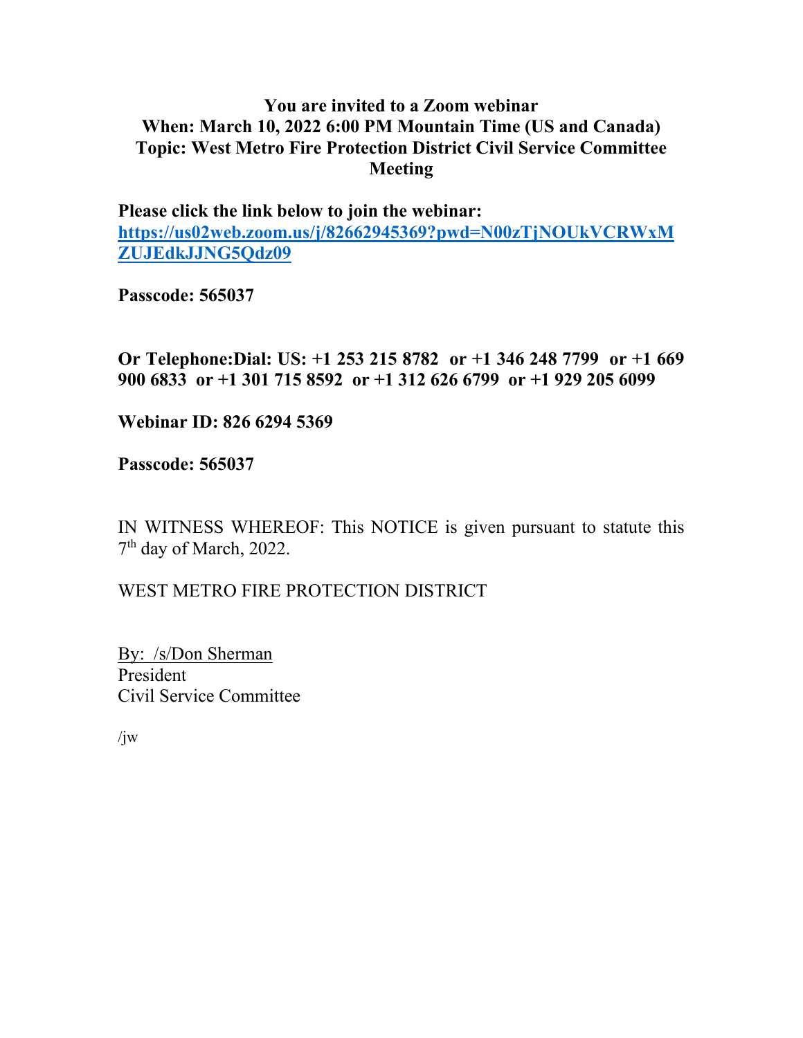**You are invited to a Zoom webinar**
**When: March 10, 2022 6:00 PM Mountain Time (US and Canada)**
**Topic: West Metro Fire Protection District Civil Service Committee Meeting**

**Please click the link below to join the webinar:**
**https://us02web.zoom.us/j/82662945369?pwd=N00zTjNOUkVCRWxMZUJEdkJJNG5Qdz09**

**Passcode: 565037**

**Or Telephone:Dial: US: +1 253 215 8782 or +1 346 248 7799 or +1 669 900 6833 or +1 301 715 8592 or +1 312 626 6799 or +1 929 205 6099**

**Webinar ID: 826 6294 5369**

**Passcode: 565037**

IN WITNESS WHEREOF: This NOTICE is given pursuant to statute this 7th day of March, 2022.

WEST METRO FIRE PROTECTION DISTRICT

By: /s/Don Sherman
President
Civil Service Committee

/jw